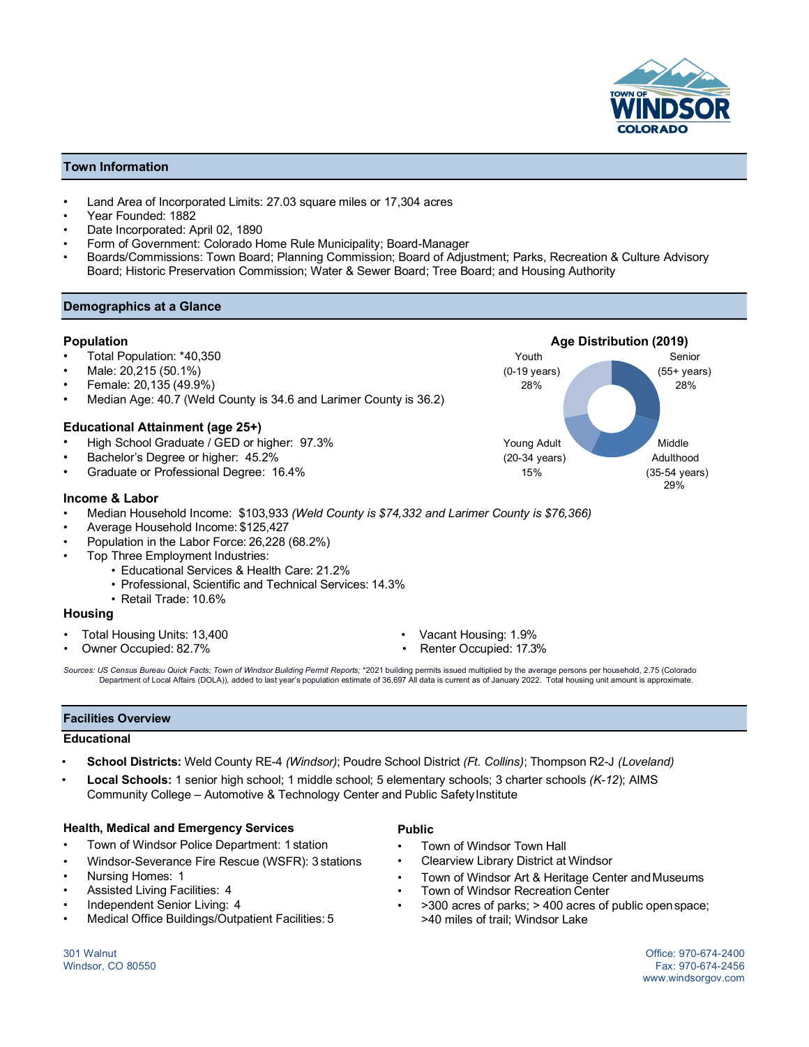## Town Information

- Land Area of Incorporated Limits: 27.03 square miles or 17,304 acres
- Year Founded: 1882
- Date Incorporated: April 02, 1890
- Form of Government: Colorado Home Rule Municipality; Board-Manager
- Boards/Commissions: Town Board; Planning Commission; Board of Adjustment; Parks, Recreation & Culture Advisory Board; Historic Preservation Commission; Water & Sewer Board; Tree Board; and Housing Authority

## Demographics at a Glance

### Population

- Total Population: *40,350
- Male: 20,215 (50.1%)
- Female: 20,135 (49.9%)
- Median Age: 40.7 (Weld County is 34.6 and Larimer County is 36.2)

**Age Distribution (2019)**

- Youth (0-19 years) 28%
- Young Adult (20-34 years) 15%
- Middle Adulthood (35-54 years) 29%
- Senior (55+ years) 28%

### Educational Attainment (age 25+)

- High School Graduate / GED or higher: 97.3%
- Bachelor's Degree or higher: 45.2%
- Graduate or Professional Degree: 16.4%

### Income & Labor

- Median Household Income: $103,933 *(Weld County is $74,332 and Larimer County is $76,366)*
- Average Household Income: $125,427
- Population in the Labor Force: 26,228 (68.2%)
- Top Three Employment Industries:
  - Educational Services & Health Care: 21.2%
  - Professional, Scientific and Technical Services: 14.3%
  - Retail Trade: 10.6%

### Housing

- Total Housing Units: 13,400
- Owner Occupied: 82.7%
- Vacant Housing: 1.9%
- Renter Occupied: 17.3%

*Sources: US Census Bureau Quick Facts; Town of Windsor Building Permit Reports;* *2021 building permits issued multiplied by the average persons per household, 2.75 (Colorado Department of Local Affairs (DOLA)), added to last year's population estimate of 36,697 All data is current as of January 2022. Total housing unit amount is approximate.

## Facilities Overview

### Educational

- **School Districts:** Weld County RE-4 *(Windsor)*; Poudre School District *(Ft. Collins)*; Thompson R2-J *(Loveland)*
- **Local Schools:** 1 senior high school; 1 middle school; 5 elementary schools; 3 charter schools *(K-12)*; AIMS Community College – Automotive & Technology Center and Public Safety Institute

### Health, Medical and Emergency Services

- Town of Windsor Police Department: 1 station
- Windsor-Severance Fire Rescue (WSFR): 3 stations
- Nursing Homes: 1
- Assisted Living Facilities: 4
- Independent Senior Living: 4
- Medical Office Buildings/Outpatient Facilities: 5

### Public

- Town of Windsor Town Hall
- Clearview Library District at Windsor
- Town of Windsor Art & Heritage Center and Museums
- Town of Windsor Recreation Center
- >300 acres of parks; > 400 acres of public open space; >40 miles of trail; Windsor Lake

301 Walnut
Windsor, CO 80550

Office: 970-674-2400
Fax: 970-674-2456
www.windsorgov.com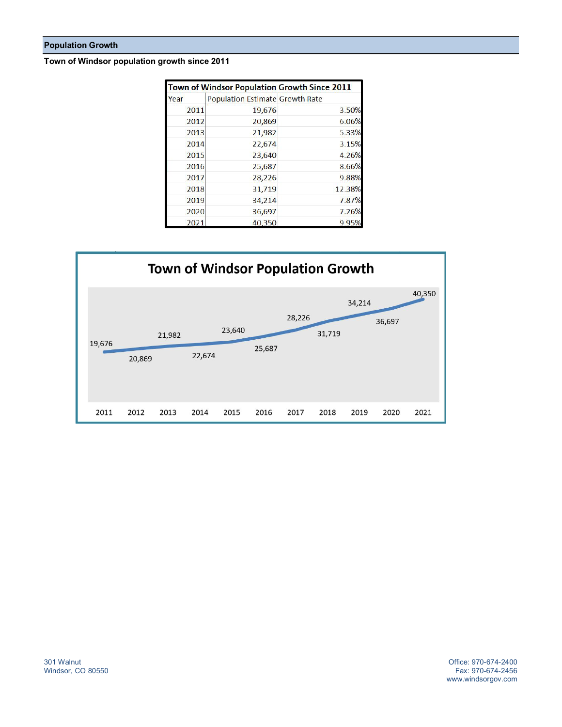## Population Growth

**Town of Windsor population growth since 2011**

| Town of Windsor Population Growth Since 2011 | | |
|---|---|---|
| Year | Population Estimate | Growth Rate |
| 2011 | 19,676 | 3.50% |
| 2012 | 20,869 | 6.06% |
| 2013 | 21,982 | 5.33% |
| 2014 | 22,674 | 3.15% |
| 2015 | 23,640 | 4.26% |
| 2016 | 25,687 | 8.66% |
| 2017 | 28,226 | 9.88% |
| 2018 | 31,719 | 12.38% |
| 2019 | 34,214 | 7.87% |
| 2020 | 36,697 | 7.26% |
| 2021 | 40,350 | 9.95% |

Town of Windsor Population Growth

19,676
20,869
21,982
22,674
23,640
25,687
28,226
31,719
34,214
36,697
40,350

2011 2012 2013 2014 2015 2016 2017 2018 2019 2020 2021

301 Walnut
Windsor, CO 80550

Office: 970-674-2400
Fax: 970-674-2456
www.windsorgov.com